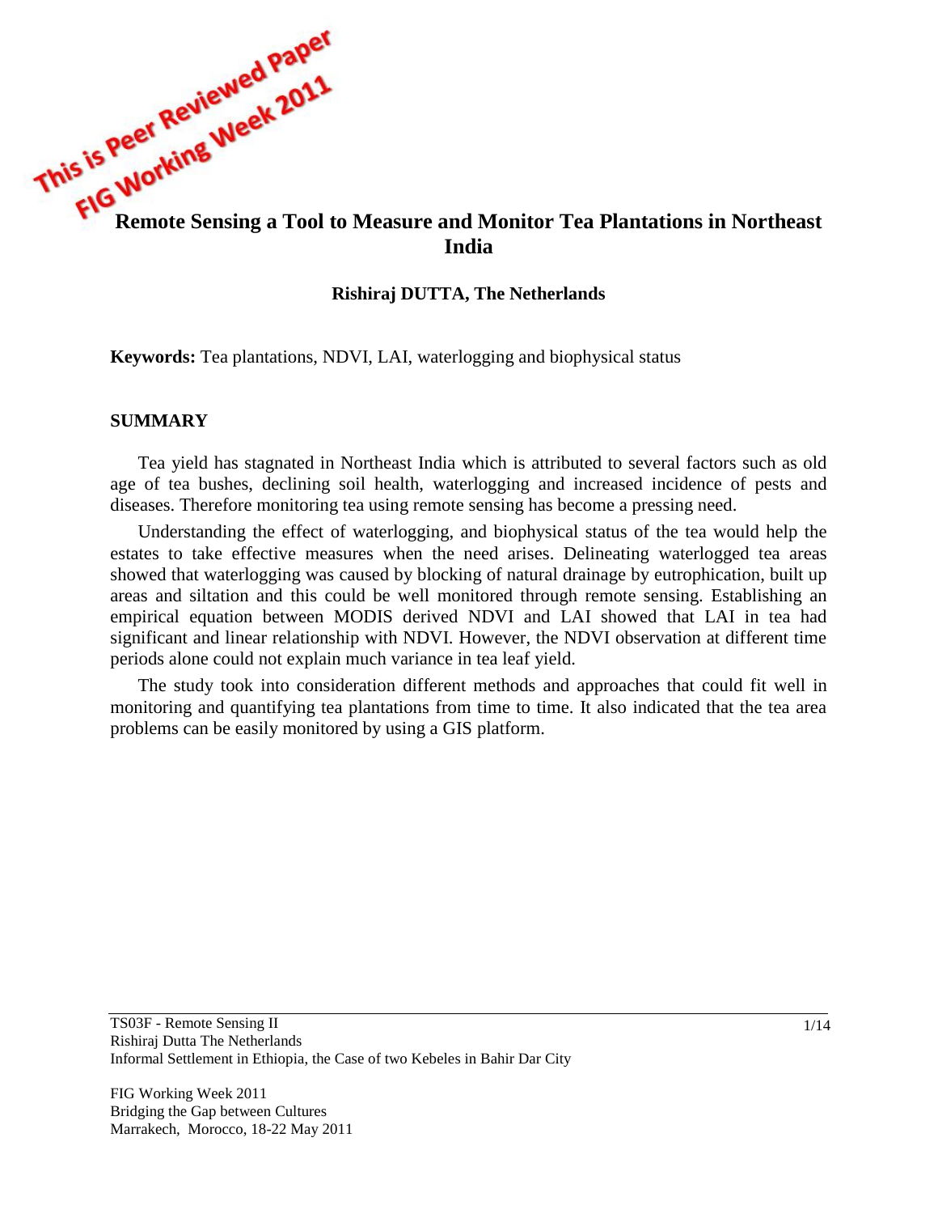This is Peer Reviewed Paper
FIG Working Week 2011

# Remote Sensing a Tool to Measure and Monitor Tea Plantations in Northeast India

**Rishiraj DUTTA, The Netherlands**

**Keywords:** Tea plantations, NDVI, LAI, waterlogging and biophysical status

## SUMMARY

Tea yield has stagnated in Northeast India which is attributed to several factors such as old age of tea bushes, declining soil health, waterlogging and increased incidence of pests and diseases. Therefore monitoring tea using remote sensing has become a pressing need.

Understanding the effect of waterlogging, and biophysical status of the tea would help the estates to take effective measures when the need arises. Delineating waterlogged tea areas showed that waterlogging was caused by blocking of natural drainage by eutrophication, built up areas and siltation and this could be well monitored through remote sensing. Establishing an empirical equation between MODIS derived NDVI and LAI showed that LAI in tea had significant and linear relationship with NDVI. However, the NDVI observation at different time periods alone could not explain much variance in tea leaf yield.

The study took into consideration different methods and approaches that could fit well in monitoring and quantifying tea plantations from time to time. It also indicated that the tea area problems can be easily monitored by using a GIS platform.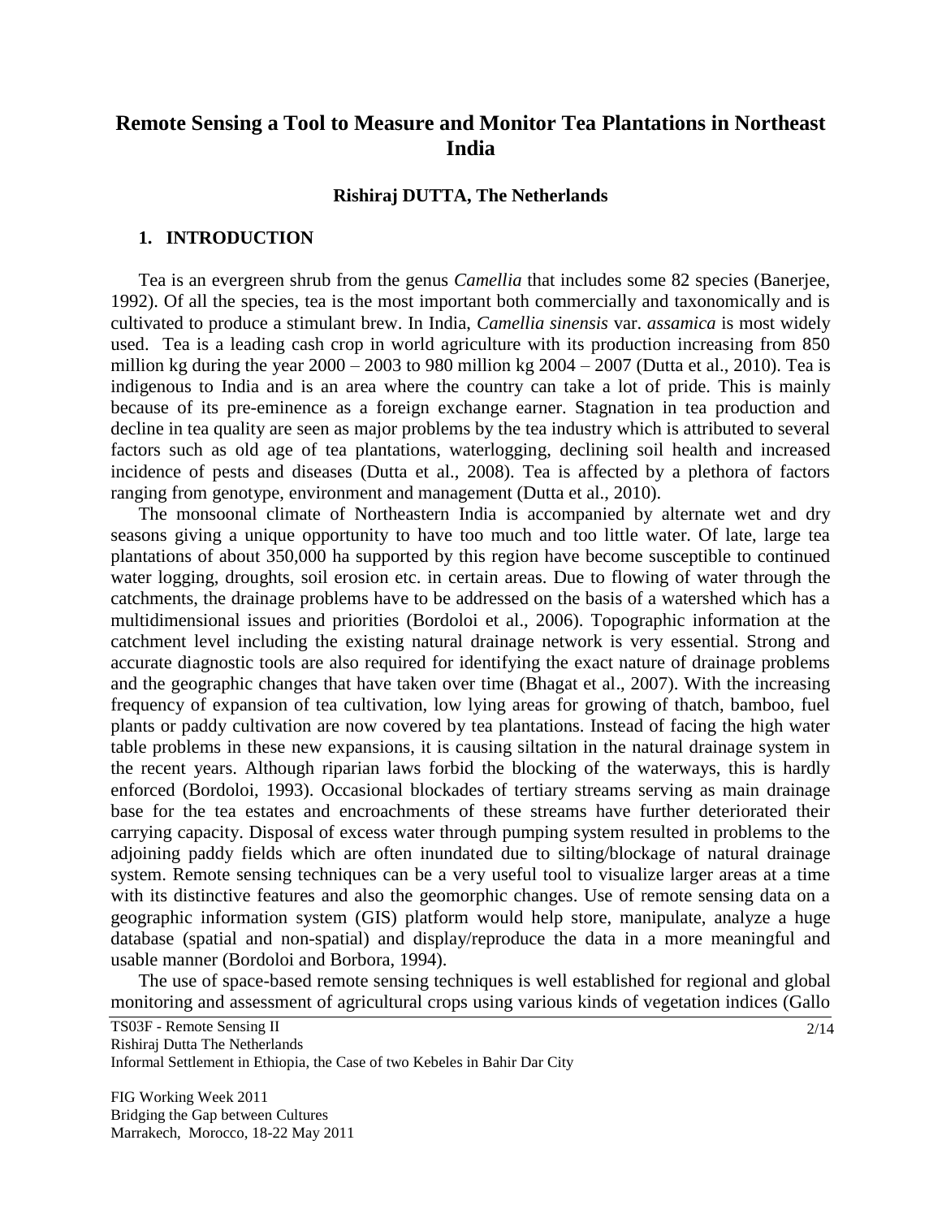# Remote Sensing a Tool to Measure and Monitor Tea Plantations in Northeast India

**Rishiraj DUTTA, The Netherlands**

## 1. INTRODUCTION

Tea is an evergreen shrub from the genus *Camellia* that includes some 82 species (Banerjee, 1992). Of all the species, tea is the most important both commercially and taxonomically and is cultivated to produce a stimulant brew. In India, *Camellia sinensis* var. *assamica* is most widely used. Tea is a leading cash crop in world agriculture with its production increasing from 850 million kg during the year 2000 – 2003 to 980 million kg 2004 – 2007 (Dutta et al., 2010). Tea is indigenous to India and is an area where the country can take a lot of pride. This is mainly because of its pre-eminence as a foreign exchange earner. Stagnation in tea production and decline in tea quality are seen as major problems by the tea industry which is attributed to several factors such as old age of tea plantations, waterlogging, declining soil health and increased incidence of pests and diseases (Dutta et al., 2008). Tea is affected by a plethora of factors ranging from genotype, environment and management (Dutta et al., 2010).

The monsoonal climate of Northeastern India is accompanied by alternate wet and dry seasons giving a unique opportunity to have too much and too little water. Of late, large tea plantations of about 350,000 ha supported by this region have become susceptible to continued water logging, droughts, soil erosion etc. in certain areas. Due to flowing of water through the catchments, the drainage problems have to be addressed on the basis of a watershed which has a multidimensional issues and priorities (Bordoloi et al., 2006). Topographic information at the catchment level including the existing natural drainage network is very essential. Strong and accurate diagnostic tools are also required for identifying the exact nature of drainage problems and the geographic changes that have taken over time (Bhagat et al., 2007). With the increasing frequency of expansion of tea cultivation, low lying areas for growing of thatch, bamboo, fuel plants or paddy cultivation are now covered by tea plantations. Instead of facing the high water table problems in these new expansions, it is causing siltation in the natural drainage system in the recent years. Although riparian laws forbid the blocking of the waterways, this is hardly enforced (Bordoloi, 1993). Occasional blockades of tertiary streams serving as main drainage base for the tea estates and encroachments of these streams have further deteriorated their carrying capacity. Disposal of excess water through pumping system resulted in problems to the adjoining paddy fields which are often inundated due to silting/blockage of natural drainage system. Remote sensing techniques can be a very useful tool to visualize larger areas at a time with its distinctive features and also the geomorphic changes. Use of remote sensing data on a geographic information system (GIS) platform would help store, manipulate, analyze a huge database (spatial and non-spatial) and display/reproduce the data in a more meaningful and usable manner (Bordoloi and Borbora, 1994).

The use of space-based remote sensing techniques is well established for regional and global monitoring and assessment of agricultural crops using various kinds of vegetation indices (Gallo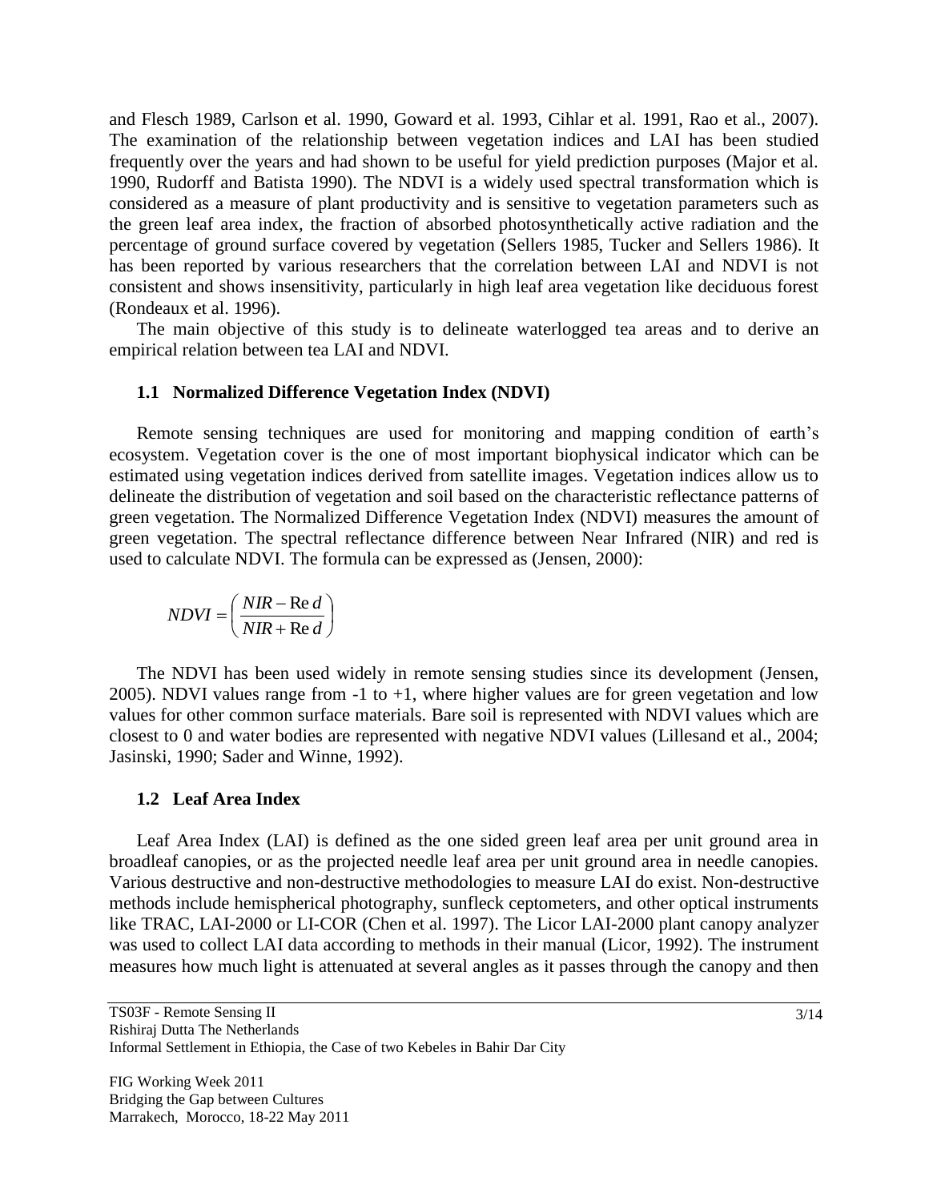and Flesch 1989, Carlson et al. 1990, Goward et al. 1993, Cihlar et al. 1991, Rao et al., 2007). The examination of the relationship between vegetation indices and LAI has been studied frequently over the years and had shown to be useful for yield prediction purposes (Major et al. 1990, Rudorff and Batista 1990). The NDVI is a widely used spectral transformation which is considered as a measure of plant productivity and is sensitive to vegetation parameters such as the green leaf area index, the fraction of absorbed photosynthetically active radiation and the percentage of ground surface covered by vegetation (Sellers 1985, Tucker and Sellers 1986). It has been reported by various researchers that the correlation between LAI and NDVI is not consistent and shows insensitivity, particularly in high leaf area vegetation like deciduous forest (Rondeaux et al. 1996).

The main objective of this study is to delineate waterlogged tea areas and to derive an empirical relation between tea LAI and NDVI.

### 1.1 Normalized Difference Vegetation Index (NDVI)

Remote sensing techniques are used for monitoring and mapping condition of earth's ecosystem. Vegetation cover is the one of most important biophysical indicator which can be estimated using vegetation indices derived from satellite images. Vegetation indices allow us to delineate the distribution of vegetation and soil based on the characteristic reflectance patterns of green vegetation. The Normalized Difference Vegetation Index (NDVI) measures the amount of green vegetation. The spectral reflectance difference between Near Infrared (NIR) and red is used to calculate NDVI. The formula can be expressed as (Jensen, 2000):

$$NDVI = \left( \frac{NIR - \mathrm{Re}\,d}{NIR + \mathrm{Re}\,d} \right)$$

The NDVI has been used widely in remote sensing studies since its development (Jensen, 2005). NDVI values range from -1 to +1, where higher values are for green vegetation and low values for other common surface materials. Bare soil is represented with NDVI values which are closest to 0 and water bodies are represented with negative NDVI values (Lillesand et al., 2004; Jasinski, 1990; Sader and Winne, 1992).

### 1.2 Leaf Area Index

Leaf Area Index (LAI) is defined as the one sided green leaf area per unit ground area in broadleaf canopies, or as the projected needle leaf area per unit ground area in needle canopies. Various destructive and non-destructive methodologies to measure LAI do exist. Non-destructive methods include hemispherical photography, sunfleck ceptometers, and other optical instruments like TRAC, LAI-2000 or LI-COR (Chen et al. 1997). The Licor LAI-2000 plant canopy analyzer was used to collect LAI data according to methods in their manual (Licor, 1992). The instrument measures how much light is attenuated at several angles as it passes through the canopy and then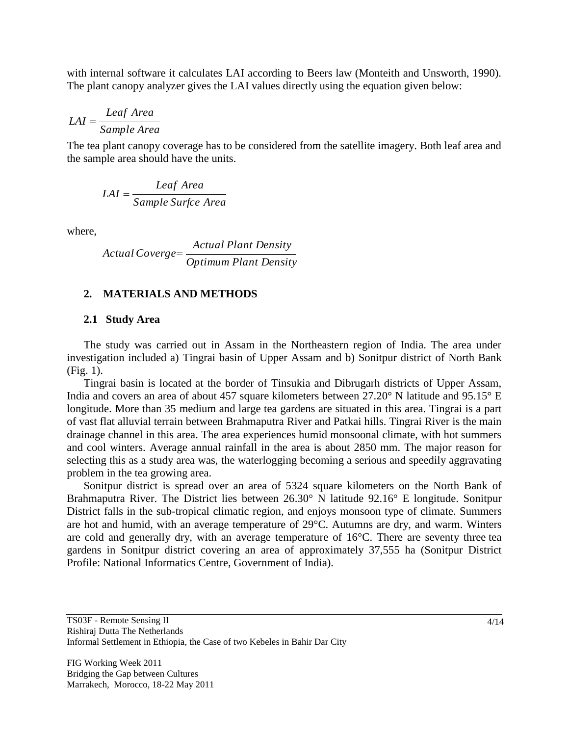with internal software it calculates LAI according to Beers law (Monteith and Unsworth, 1990). The plant canopy analyzer gives the LAI values directly using the equation given below:

$$LAI = \frac{Leaf\ Area}{Sample\ Area}$$

The tea plant canopy coverage has to be considered from the satellite imagery. Both leaf area and the sample area should have the units.

$$LAI = \frac{Leaf\ Area}{Sample\ Surfce\ Area}$$

where,

$$Actual\ Coverge = \frac{Actual\ Plant\ Density}{Optimum\ Plant\ Density}$$

## 2. MATERIALS AND METHODS

### 2.1 Study Area

The study was carried out in Assam in the Northeastern region of India. The area under investigation included a) Tingrai basin of Upper Assam and b) Sonitpur district of North Bank (Fig. 1).

Tingrai basin is located at the border of Tinsukia and Dibrugarh districts of Upper Assam, India and covers an area of about 457 square kilometers between 27.20° N latitude and 95.15° E longitude. More than 35 medium and large tea gardens are situated in this area. Tingrai is a part of vast flat alluvial terrain between Brahmaputra River and Patkai hills. Tingrai River is the main drainage channel in this area. The area experiences humid monsoonal climate, with hot summers and cool winters. Average annual rainfall in the area is about 2850 mm. The major reason for selecting this as a study area was, the waterlogging becoming a serious and speedily aggravating problem in the tea growing area.

Sonitpur district is spread over an area of 5324 square kilometers on the North Bank of Brahmaputra River. The District lies between 26.30° N latitude 92.16° E longitude. Sonitpur District falls in the sub-tropical climatic region, and enjoys monsoon type of climate. Summers are hot and humid, with an average temperature of 29°C. Autumns are dry, and warm. Winters are cold and generally dry, with an average temperature of 16°C. There are seventy three tea gardens in Sonitpur district covering an area of approximately 37,555 ha (Sonitpur District Profile: National Informatics Centre, Government of India).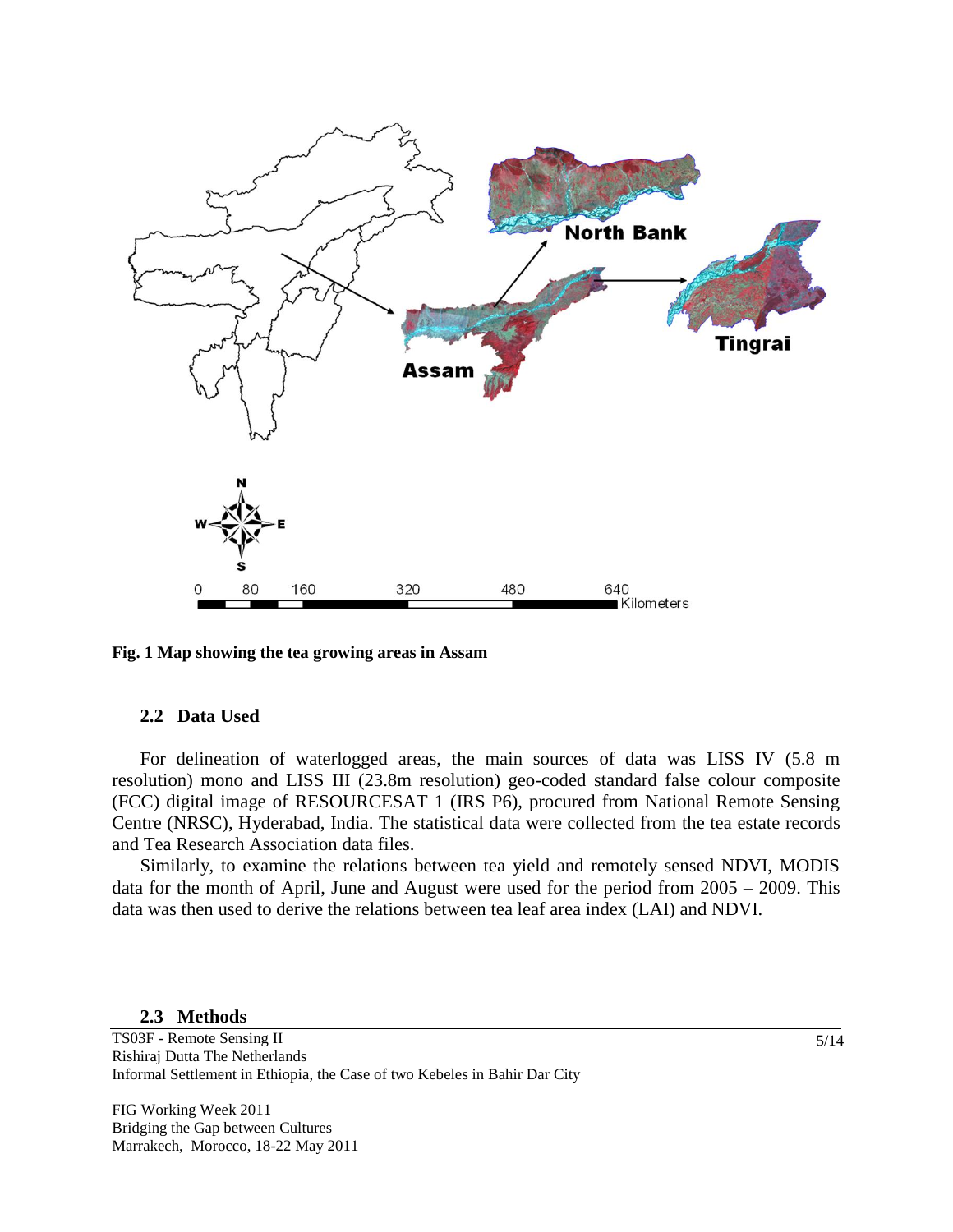Fig. 1 Map showing the tea growing areas in Assam

### 2.2 Data Used

For delineation of waterlogged areas, the main sources of data was LISS IV (5.8 m resolution) mono and LISS III (23.8m resolution) geo-coded standard false colour composite (FCC) digital image of RESOURCESAT 1 (IRS P6), procured from National Remote Sensing Centre (NRSC), Hyderabad, India. The statistical data were collected from the tea estate records and Tea Research Association data files.

Similarly, to examine the relations between tea yield and remotely sensed NDVI, MODIS data for the month of April, June and August were used for the period from 2005 – 2009. This data was then used to derive the relations between tea leaf area index (LAI) and NDVI.

### 2.3 Methods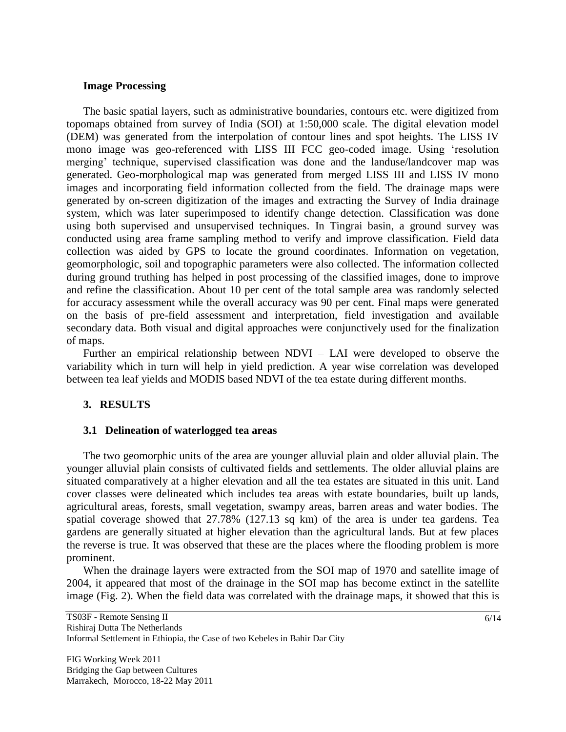**Image Processing**

The basic spatial layers, such as administrative boundaries, contours etc. were digitized from topomaps obtained from survey of India (SOI) at 1:50,000 scale. The digital elevation model (DEM) was generated from the interpolation of contour lines and spot heights. The LISS IV mono image was geo-referenced with LISS III FCC geo-coded image. Using 'resolution merging' technique, supervised classification was done and the landuse/landcover map was generated. Geo-morphological map was generated from merged LISS III and LISS IV mono images and incorporating field information collected from the field. The drainage maps were generated by on-screen digitization of the images and extracting the Survey of India drainage system, which was later superimposed to identify change detection. Classification was done using both supervised and unsupervised techniques. In Tingrai basin, a ground survey was conducted using area frame sampling method to verify and improve classification. Field data collection was aided by GPS to locate the ground coordinates. Information on vegetation, geomorphologic, soil and topographic parameters were also collected. The information collected during ground truthing has helped in post processing of the classified images, done to improve and refine the classification. About 10 per cent of the total sample area was randomly selected for accuracy assessment while the overall accuracy was 90 per cent. Final maps were generated on the basis of pre-field assessment and interpretation, field investigation and available secondary data. Both visual and digital approaches were conjunctively used for the finalization of maps.

Further an empirical relationship between NDVI – LAI were developed to observe the variability which in turn will help in yield prediction. A year wise correlation was developed between tea leaf yields and MODIS based NDVI of the tea estate during different months.

## 3. RESULTS

### 3.1 Delineation of waterlogged tea areas

The two geomorphic units of the area are younger alluvial plain and older alluvial plain. The younger alluvial plain consists of cultivated fields and settlements. The older alluvial plains are situated comparatively at a higher elevation and all the tea estates are situated in this unit. Land cover classes were delineated which includes tea areas with estate boundaries, built up lands, agricultural areas, forests, small vegetation, swampy areas, barren areas and water bodies. The spatial coverage showed that 27.78% (127.13 sq km) of the area is under tea gardens. Tea gardens are generally situated at higher elevation than the agricultural lands. But at few places the reverse is true. It was observed that these are the places where the flooding problem is more prominent.

When the drainage layers were extracted from the SOI map of 1970 and satellite image of 2004, it appeared that most of the drainage in the SOI map has become extinct in the satellite image (Fig. 2). When the field data was correlated with the drainage maps, it showed that this is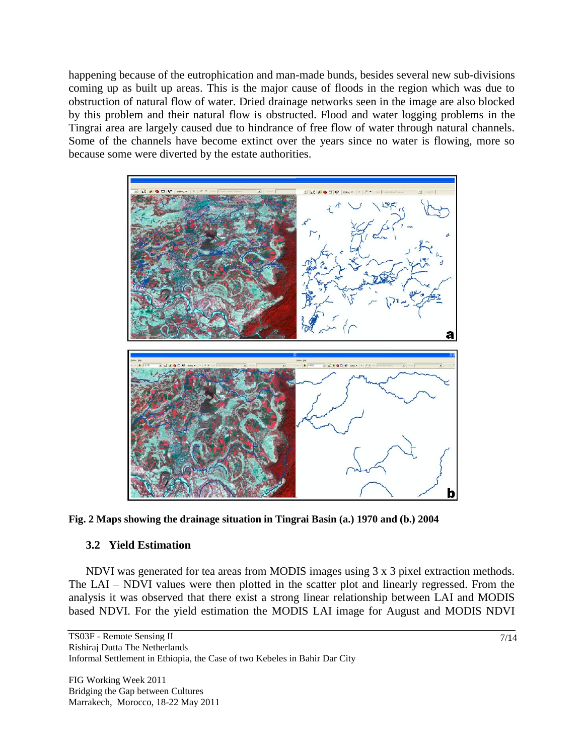happening because of the eutrophication and man-made bunds, besides several new sub-divisions coming up as built up areas. This is the major cause of floods in the region which was due to obstruction of natural flow of water. Dried drainage networks seen in the image are also blocked by this problem and their natural flow is obstructed. Flood and water logging problems in the Tingrai area are largely caused due to hindrance of free flow of water through natural channels. Some of the channels have become extinct over the years since no water is flowing, more so because some were diverted by the estate authorities.

**Fig. 2 Maps showing the drainage situation in Tingrai Basin (a.) 1970 and (b.) 2004**

### 3.2 Yield Estimation

NDVI was generated for tea areas from MODIS images using 3 x 3 pixel extraction methods. The LAI – NDVI values were then plotted in the scatter plot and linearly regressed. From the analysis it was observed that there exist a strong linear relationship between LAI and MODIS based NDVI. For the yield estimation the MODIS LAI image for August and MODIS NDVI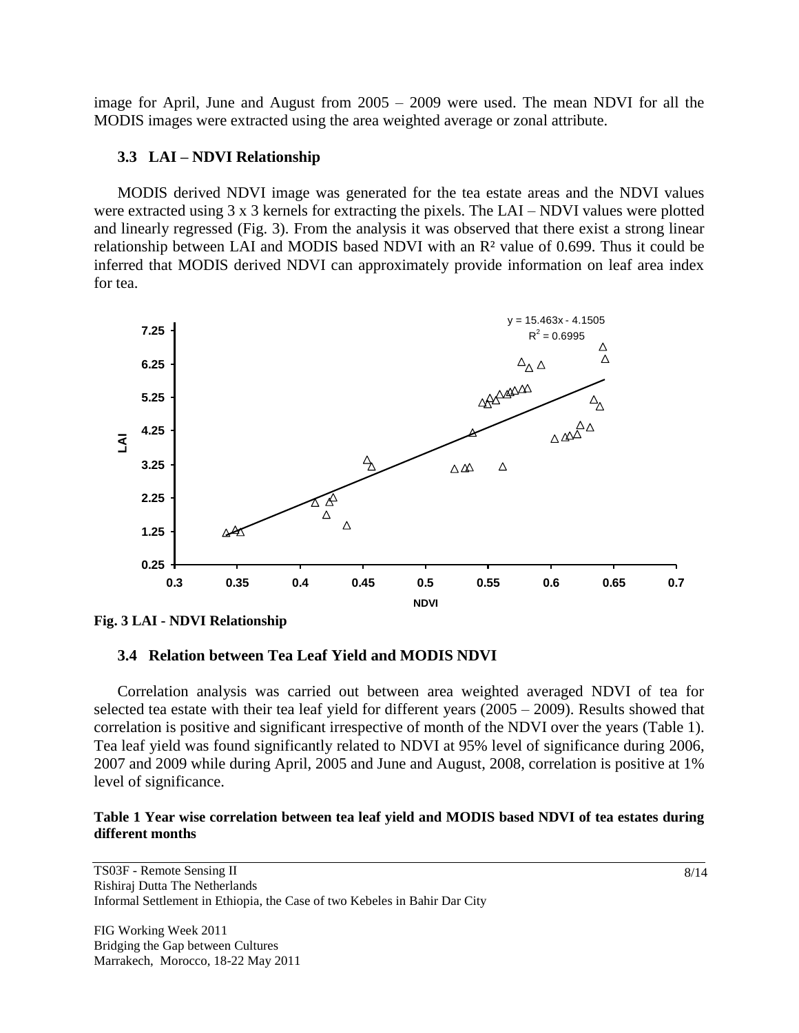image for April, June and August from 2005 – 2009 were used. The mean NDVI for all the MODIS images were extracted using the area weighted average or zonal attribute.

### 3.3 LAI – NDVI Relationship

MODIS derived NDVI image was generated for the tea estate areas and the NDVI values were extracted using 3 x 3 kernels for extracting the pixels. The LAI – NDVI values were plotted and linearly regressed (Fig. 3). From the analysis it was observed that there exist a strong linear relationship between LAI and MODIS based NDVI with an $R^2$ value of 0.699. Thus it could be inferred that MODIS derived NDVI can approximately provide information on leaf area index for tea.

**Fig. 3 LAI - NDVI Relationship**

### 3.4 Relation between Tea Leaf Yield and MODIS NDVI

Correlation analysis was carried out between area weighted averaged NDVI of tea for selected tea estate with their tea leaf yield for different years (2005 – 2009). Results showed that correlation is positive and significant irrespective of month of the NDVI over the years (Table 1). Tea leaf yield was found significantly related to NDVI at 95% level of significance during 2006, 2007 and 2009 while during April, 2005 and June and August, 2008, correlation is positive at 1% level of significance.

**Table 1 Year wise correlation between tea leaf yield and MODIS based NDVI of tea estates during different months**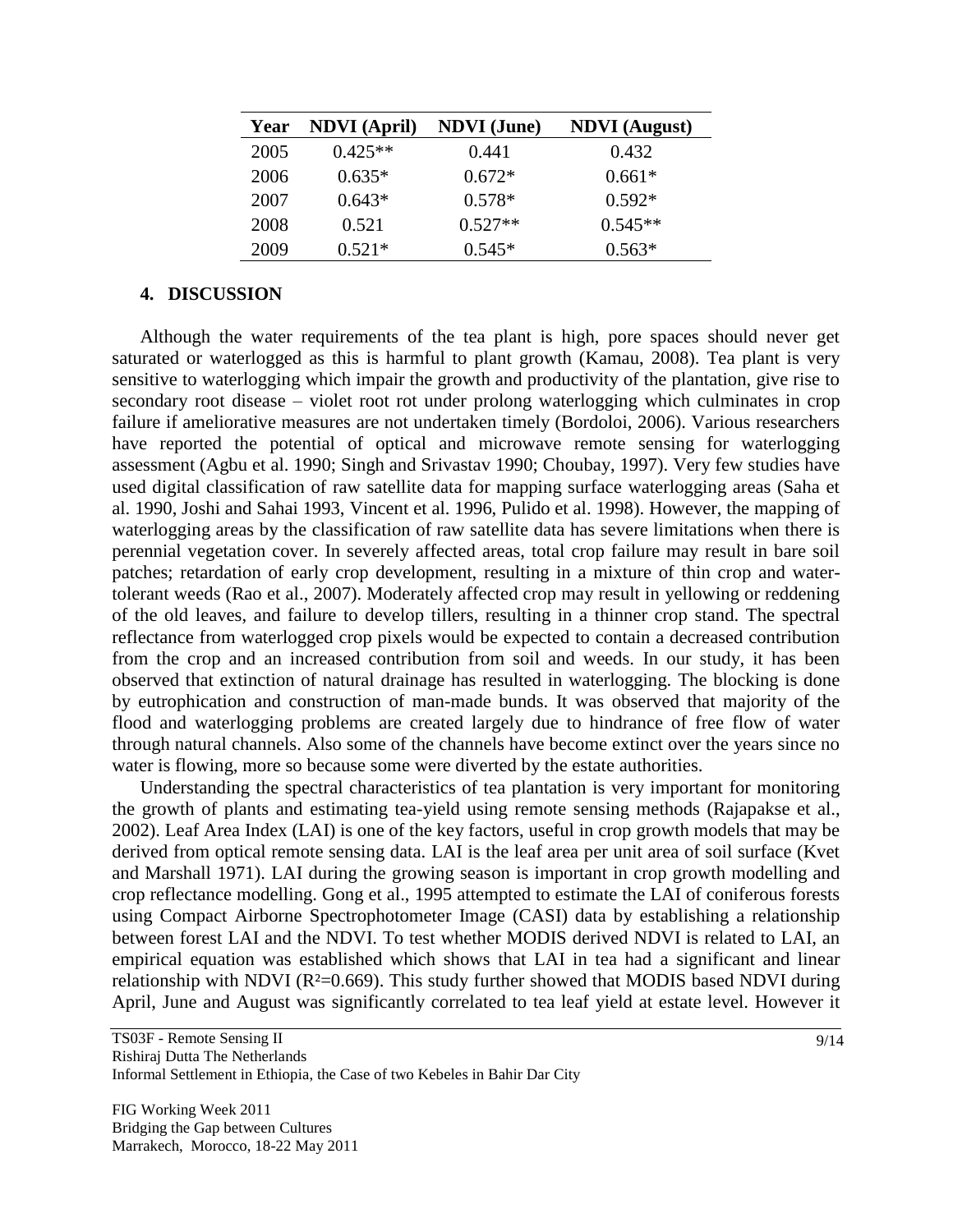| Year | NDVI (April) | NDVI (June) | NDVI (August) |
|---|---|---|---|
| 2005 | 0.425** | 0.441 | 0.432 |
| 2006 | 0.635* | 0.672* | 0.661* |
| 2007 | 0.643* | 0.578* | 0.592* |
| 2008 | 0.521 | 0.527** | 0.545** |
| 2009 | 0.521* | 0.545* | 0.563* |

## 4. DISCUSSION

Although the water requirements of the tea plant is high, pore spaces should never get saturated or waterlogged as this is harmful to plant growth (Kamau, 2008). Tea plant is very sensitive to waterlogging which impair the growth and productivity of the plantation, give rise to secondary root disease – violet root rot under prolong waterlogging which culminates in crop failure if ameliorative measures are not undertaken timely (Bordoloi, 2006). Various researchers have reported the potential of optical and microwave remote sensing for waterlogging assessment (Agbu et al. 1990; Singh and Srivastav 1990; Choubay, 1997). Very few studies have used digital classification of raw satellite data for mapping surface waterlogging areas (Saha et al. 1990, Joshi and Sahai 1993, Vincent et al. 1996, Pulido et al. 1998). However, the mapping of waterlogging areas by the classification of raw satellite data has severe limitations when there is perennial vegetation cover. In severely affected areas, total crop failure may result in bare soil patches; retardation of early crop development, resulting in a mixture of thin crop and water-tolerant weeds (Rao et al., 2007). Moderately affected crop may result in yellowing or reddening of the old leaves, and failure to develop tillers, resulting in a thinner crop stand. The spectral reflectance from waterlogged crop pixels would be expected to contain a decreased contribution from the crop and an increased contribution from soil and weeds. In our study, it has been observed that extinction of natural drainage has resulted in waterlogging. The blocking is done by eutrophication and construction of man-made bunds. It was observed that majority of the flood and waterlogging problems are created largely due to hindrance of free flow of water through natural channels. Also some of the channels have become extinct over the years since no water is flowing, more so because some were diverted by the estate authorities.

Understanding the spectral characteristics of tea plantation is very important for monitoring the growth of plants and estimating tea-yield using remote sensing methods (Rajapakse et al., 2002). Leaf Area Index (LAI) is one of the key factors, useful in crop growth models that may be derived from optical remote sensing data. LAI is the leaf area per unit area of soil surface (Kvet and Marshall 1971). LAI during the growing season is important in crop growth modelling and crop reflectance modelling. Gong et al., 1995 attempted to estimate the LAI of coniferous forests using Compact Airborne Spectrophotometer Image (CASI) data by establishing a relationship between forest LAI and the NDVI. To test whether MODIS derived NDVI is related to LAI, an empirical equation was established which shows that LAI in tea had a significant and linear relationship with NDVI ($R^2$=0.669). This study further showed that MODIS based NDVI during April, June and August was significantly correlated to tea leaf yield at estate level. However it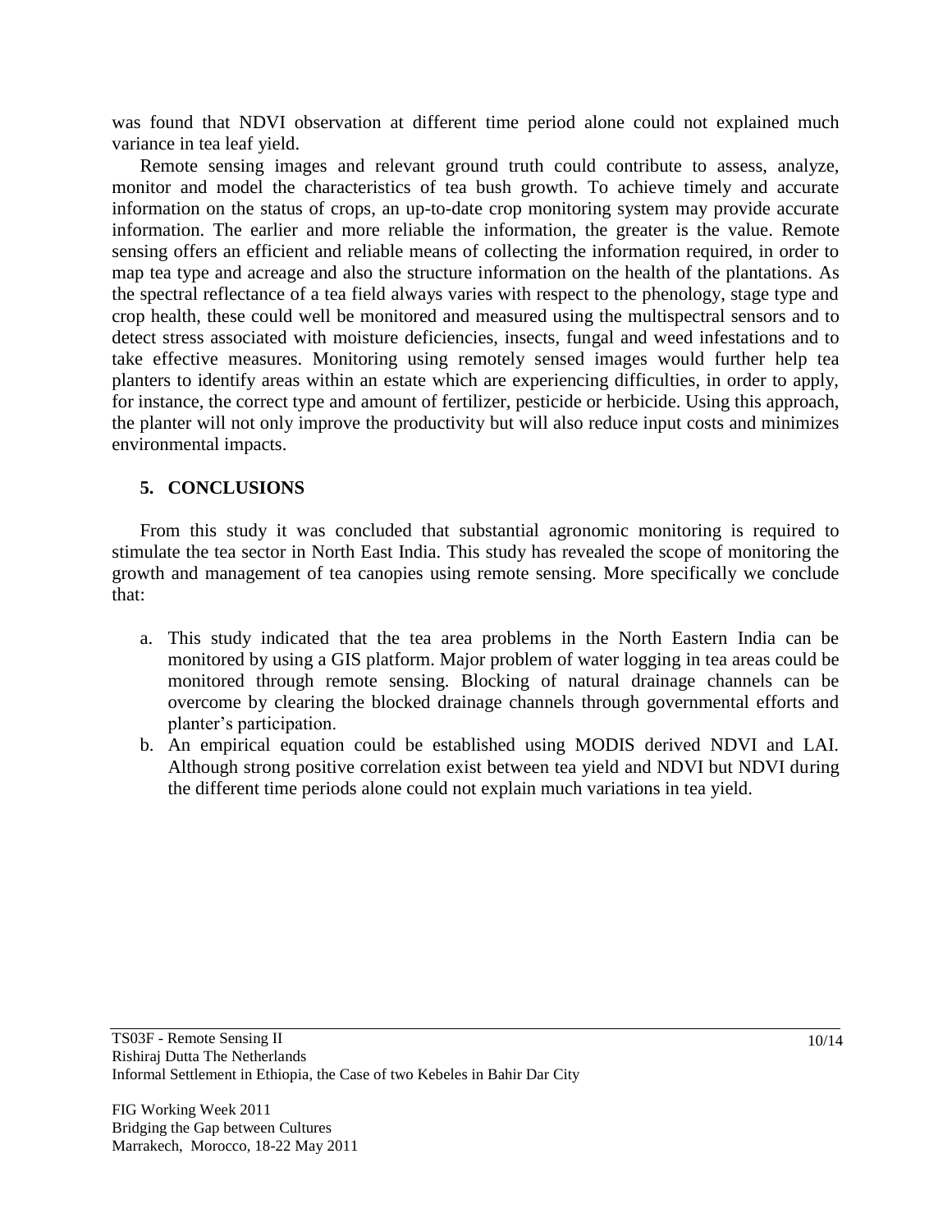was found that NDVI observation at different time period alone could not explained much variance in tea leaf yield.

Remote sensing images and relevant ground truth could contribute to assess, analyze, monitor and model the characteristics of tea bush growth. To achieve timely and accurate information on the status of crops, an up-to-date crop monitoring system may provide accurate information. The earlier and more reliable the information, the greater is the value. Remote sensing offers an efficient and reliable means of collecting the information required, in order to map tea type and acreage and also the structure information on the health of the plantations. As the spectral reflectance of a tea field always varies with respect to the phenology, stage type and crop health, these could well be monitored and measured using the multispectral sensors and to detect stress associated with moisture deficiencies, insects, fungal and weed infestations and to take effective measures. Monitoring using remotely sensed images would further help tea planters to identify areas within an estate which are experiencing difficulties, in order to apply, for instance, the correct type and amount of fertilizer, pesticide or herbicide. Using this approach, the planter will not only improve the productivity but will also reduce input costs and minimizes environmental impacts.

## 5. CONCLUSIONS

From this study it was concluded that substantial agronomic monitoring is required to stimulate the tea sector in North East India. This study has revealed the scope of monitoring the growth and management of tea canopies using remote sensing. More specifically we conclude that:

a. This study indicated that the tea area problems in the North Eastern India can be monitored by using a GIS platform. Major problem of water logging in tea areas could be monitored through remote sensing. Blocking of natural drainage channels can be overcome by clearing the blocked drainage channels through governmental efforts and planter's participation.
b. An empirical equation could be established using MODIS derived NDVI and LAI. Although strong positive correlation exist between tea yield and NDVI but NDVI during the different time periods alone could not explain much variations in tea yield.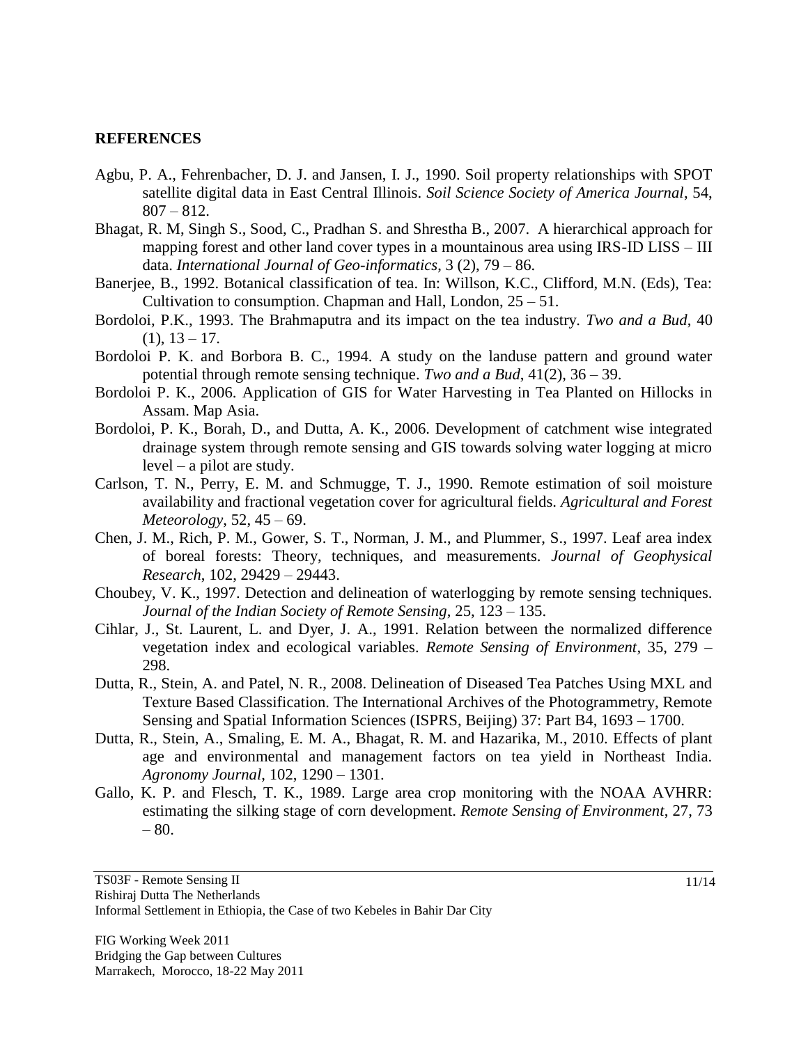## REFERENCES

Agbu, P. A., Fehrenbacher, D. J. and Jansen, I. J., 1990. Soil property relationships with SPOT satellite digital data in East Central Illinois. *Soil Science Society of America Journal*, 54, 807 – 812.

Bhagat, R. M, Singh S., Sood, C., Pradhan S. and Shrestha B., 2007. A hierarchical approach for mapping forest and other land cover types in a mountainous area using IRS-ID LISS – III data. *International Journal of Geo-informatics*, 3 (2), 79 – 86.

Banerjee, B., 1992. Botanical classification of tea. In: Willson, K.C., Clifford, M.N. (Eds), Tea: Cultivation to consumption. Chapman and Hall, London, 25 – 51.

Bordoloi, P.K., 1993. The Brahmaputra and its impact on the tea industry. *Two and a Bud*, 40 (1), 13 – 17.

Bordoloi P. K. and Borbora B. C., 1994. A study on the landuse pattern and ground water potential through remote sensing technique. *Two and a Bud*, 41(2), 36 – 39.

Bordoloi P. K., 2006. Application of GIS for Water Harvesting in Tea Planted on Hillocks in Assam. Map Asia.

Bordoloi, P. K., Borah, D., and Dutta, A. K., 2006. Development of catchment wise integrated drainage system through remote sensing and GIS towards solving water logging at micro level – a pilot are study.

Carlson, T. N., Perry, E. M. and Schmugge, T. J., 1990. Remote estimation of soil moisture availability and fractional vegetation cover for agricultural fields. *Agricultural and Forest Meteorology*, 52, 45 – 69.

Chen, J. M., Rich, P. M., Gower, S. T., Norman, J. M., and Plummer, S., 1997. Leaf area index of boreal forests: Theory, techniques, and measurements. *Journal of Geophysical Research*, 102, 29429 – 29443.

Choubey, V. K., 1997. Detection and delineation of waterlogging by remote sensing techniques. *Journal of the Indian Society of Remote Sensing*, 25, 123 – 135.

Cihlar, J., St. Laurent, L. and Dyer, J. A., 1991. Relation between the normalized difference vegetation index and ecological variables. *Remote Sensing of Environment*, 35, 279 – 298.

Dutta, R., Stein, A. and Patel, N. R., 2008. Delineation of Diseased Tea Patches Using MXL and Texture Based Classification. The International Archives of the Photogrammetry, Remote Sensing and Spatial Information Sciences (ISPRS, Beijing) 37: Part B4, 1693 – 1700.

Dutta, R., Stein, A., Smaling, E. M. A., Bhagat, R. M. and Hazarika, M., 2010. Effects of plant age and environmental and management factors on tea yield in Northeast India. *Agronomy Journal*, 102, 1290 – 1301.

Gallo, K. P. and Flesch, T. K., 1989. Large area crop monitoring with the NOAA AVHRR: estimating the silking stage of corn development. *Remote Sensing of Environment*, 27, 73 – 80.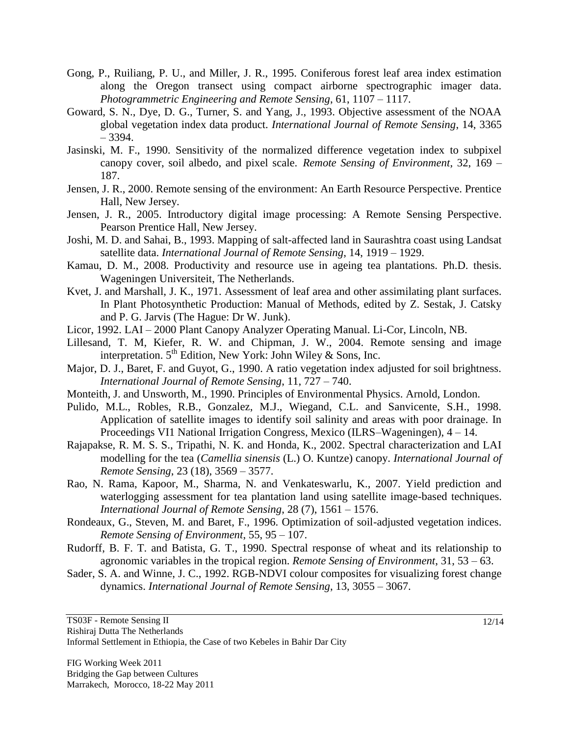Gong, P., Ruiliang, P. U., and Miller, J. R., 1995. Coniferous forest leaf area index estimation along the Oregon transect using compact airborne spectrographic imager data. *Photogrammetric Engineering and Remote Sensing*, 61, 1107 – 1117.

Goward, S. N., Dye, D. G., Turner, S. and Yang, J., 1993. Objective assessment of the NOAA global vegetation index data product. *International Journal of Remote Sensing*, 14, 3365 – 3394.

Jasinski, M. F., 1990. Sensitivity of the normalized difference vegetation index to subpixel canopy cover, soil albedo, and pixel scale. *Remote Sensing of Environment*, 32, 169 – 187.

Jensen, J. R., 2000. Remote sensing of the environment: An Earth Resource Perspective. Prentice Hall, New Jersey.

Jensen, J. R., 2005. Introductory digital image processing: A Remote Sensing Perspective. Pearson Prentice Hall, New Jersey.

Joshi, M. D. and Sahai, B., 1993. Mapping of salt-affected land in Saurashtra coast using Landsat satellite data. *International Journal of Remote Sensing*, 14, 1919 – 1929.

Kamau, D. M., 2008. Productivity and resource use in ageing tea plantations. Ph.D. thesis. Wageningen Universiteit, The Netherlands.

Kvet, J. and Marshall, J. K., 1971. Assessment of leaf area and other assimilating plant surfaces. In Plant Photosynthetic Production: Manual of Methods, edited by Z. Sestak, J. Catsky and P. G. Jarvis (The Hague: Dr W. Junk).

Licor, 1992. LAI – 2000 Plant Canopy Analyzer Operating Manual. Li-Cor, Lincoln, NB.

Lillesand, T. M, Kiefer, R. W. and Chipman, J. W., 2004. Remote sensing and image interpretation. 5th Edition, New York: John Wiley & Sons, Inc.

Major, D. J., Baret, F. and Guyot, G., 1990. A ratio vegetation index adjusted for soil brightness. *International Journal of Remote Sensing*, 11, 727 – 740.

Monteith, J. and Unsworth, M., 1990. Principles of Environmental Physics. Arnold, London.

Pulido, M.L., Robles, R.B., Gonzalez, M.J., Wiegand, C.L. and Sanvicente, S.H., 1998. Application of satellite images to identify soil salinity and areas with poor drainage. In Proceedings VI1 National Irrigation Congress, Mexico (ILRS–Wageningen), 4 – 14.

Rajapakse, R. M. S. S., Tripathi, N. K. and Honda, K., 2002. Spectral characterization and LAI modelling for the tea (*Camellia sinensis* (L.) O. Kuntze) canopy. *International Journal of Remote Sensing*, 23 (18), 3569 – 3577.

Rao, N. Rama, Kapoor, M., Sharma, N. and Venkateswarlu, K., 2007. Yield prediction and waterlogging assessment for tea plantation land using satellite image-based techniques. *International Journal of Remote Sensing*, 28 (7), 1561 – 1576.

Rondeaux, G., Steven, M. and Baret, F., 1996. Optimization of soil-adjusted vegetation indices. *Remote Sensing of Environment*, 55, 95 – 107.

Rudorff, B. F. T. and Batista, G. T., 1990. Spectral response of wheat and its relationship to agronomic variables in the tropical region. *Remote Sensing of Environment*, 31, 53 – 63.

Sader, S. A. and Winne, J. C., 1992. RGB-NDVI colour composites for visualizing forest change dynamics. *International Journal of Remote Sensing*, 13, 3055 – 3067.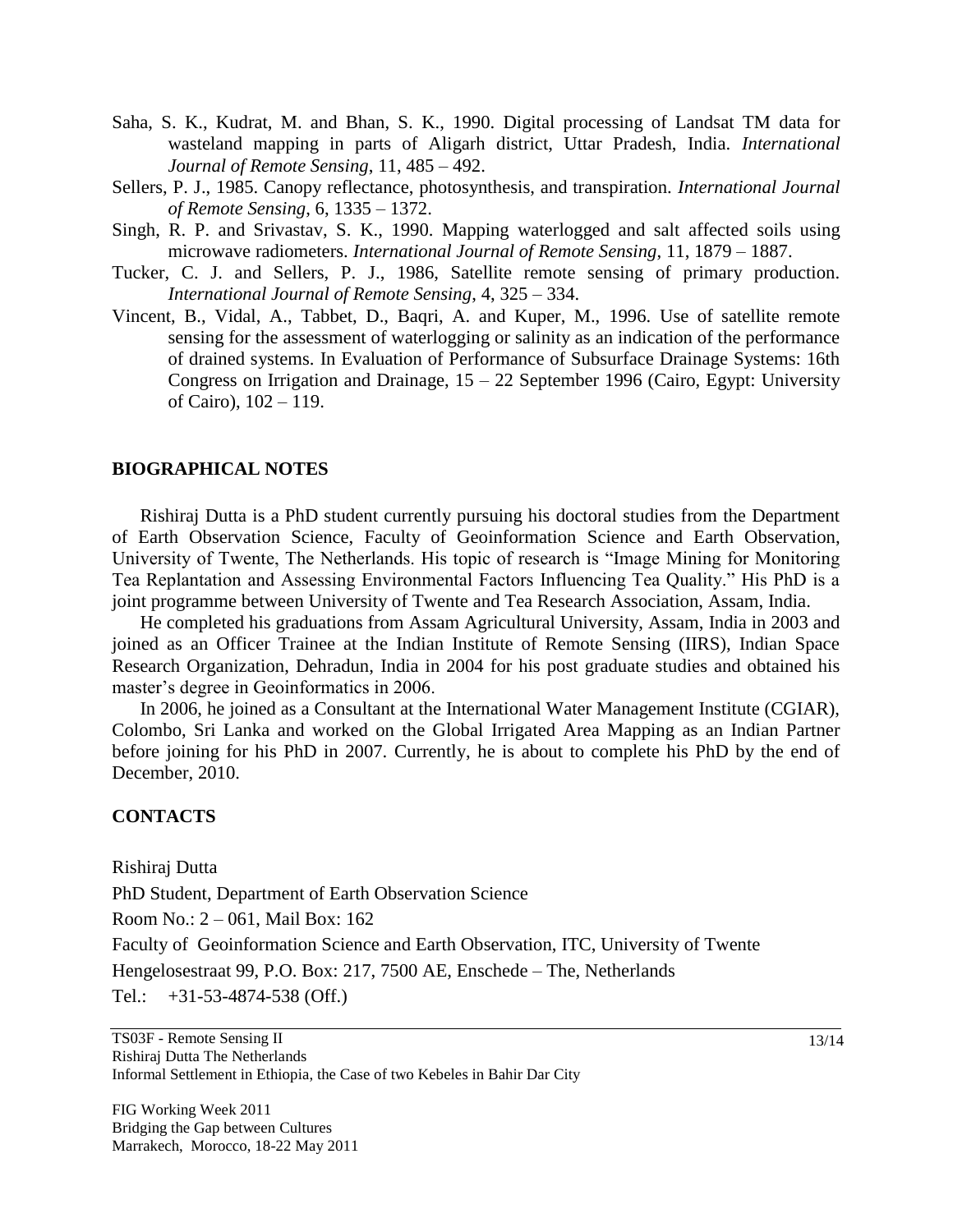Saha, S. K., Kudrat, M. and Bhan, S. K., 1990. Digital processing of Landsat TM data for wasteland mapping in parts of Aligarh district, Uttar Pradesh, India. *International Journal of Remote Sensing*, 11, 485 – 492.

Sellers, P. J., 1985. Canopy reflectance, photosynthesis, and transpiration. *International Journal of Remote Sensing*, 6, 1335 – 1372.

Singh, R. P. and Srivastav, S. K., 1990. Mapping waterlogged and salt affected soils using microwave radiometers. *International Journal of Remote Sensing*, 11, 1879 – 1887.

Tucker, C. J. and Sellers, P. J., 1986, Satellite remote sensing of primary production. *International Journal of Remote Sensing*, 4, 325 – 334.

Vincent, B., Vidal, A., Tabbet, D., Baqri, A. and Kuper, M., 1996. Use of satellite remote sensing for the assessment of waterlogging or salinity as an indication of the performance of drained systems. In Evaluation of Performance of Subsurface Drainage Systems: 16th Congress on Irrigation and Drainage, 15 – 22 September 1996 (Cairo, Egypt: University of Cairo), 102 – 119.

## BIOGRAPHICAL NOTES

Rishiraj Dutta is a PhD student currently pursuing his doctoral studies from the Department of Earth Observation Science, Faculty of Geoinformation Science and Earth Observation, University of Twente, The Netherlands. His topic of research is "Image Mining for Monitoring Tea Replantation and Assessing Environmental Factors Influencing Tea Quality." His PhD is a joint programme between University of Twente and Tea Research Association, Assam, India.

He completed his graduations from Assam Agricultural University, Assam, India in 2003 and joined as an Officer Trainee at the Indian Institute of Remote Sensing (IIRS), Indian Space Research Organization, Dehradun, India in 2004 for his post graduate studies and obtained his master's degree in Geoinformatics in 2006.

In 2006, he joined as a Consultant at the International Water Management Institute (CGIAR), Colombo, Sri Lanka and worked on the Global Irrigated Area Mapping as an Indian Partner before joining for his PhD in 2007. Currently, he is about to complete his PhD by the end of December, 2010.

## CONTACTS

Rishiraj Dutta

PhD Student, Department of Earth Observation Science

Room No.: 2 – 061, Mail Box: 162

Faculty of Geoinformation Science and Earth Observation, ITC, University of Twente

Hengelosestraat 99, P.O. Box: 217, 7500 AE, Enschede – The, Netherlands

Tel.: +31-53-4874-538 (Off.)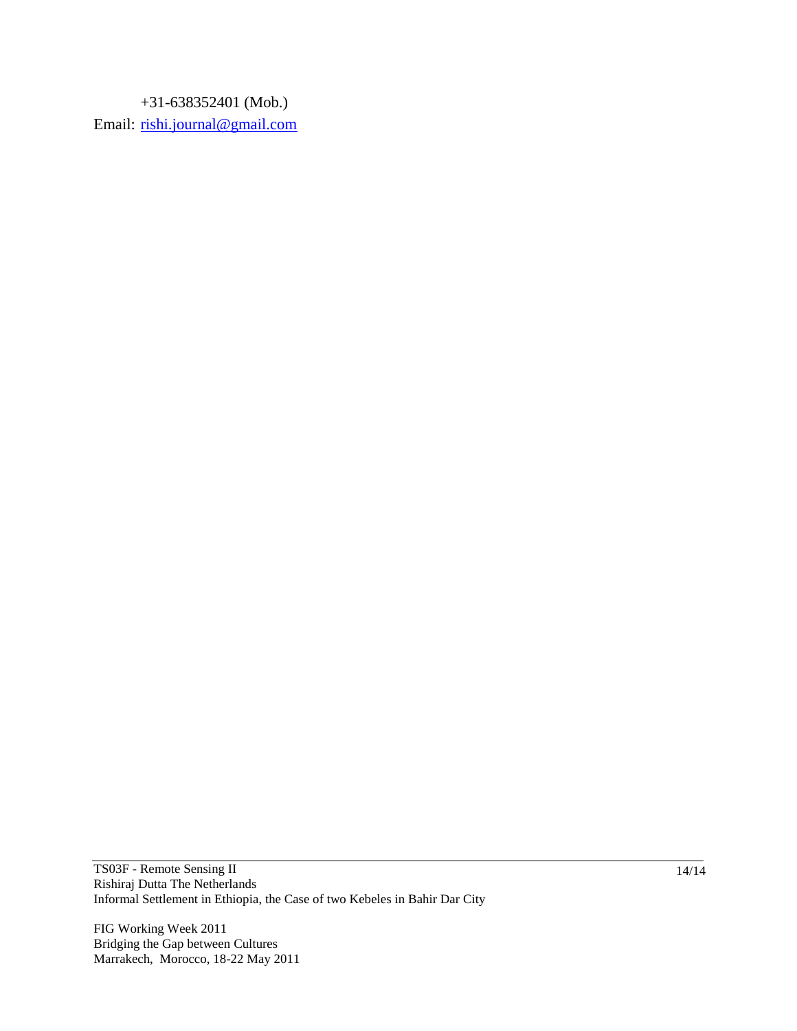+31-638352401 (Mob.)

Email: rishi.journal@gmail.com